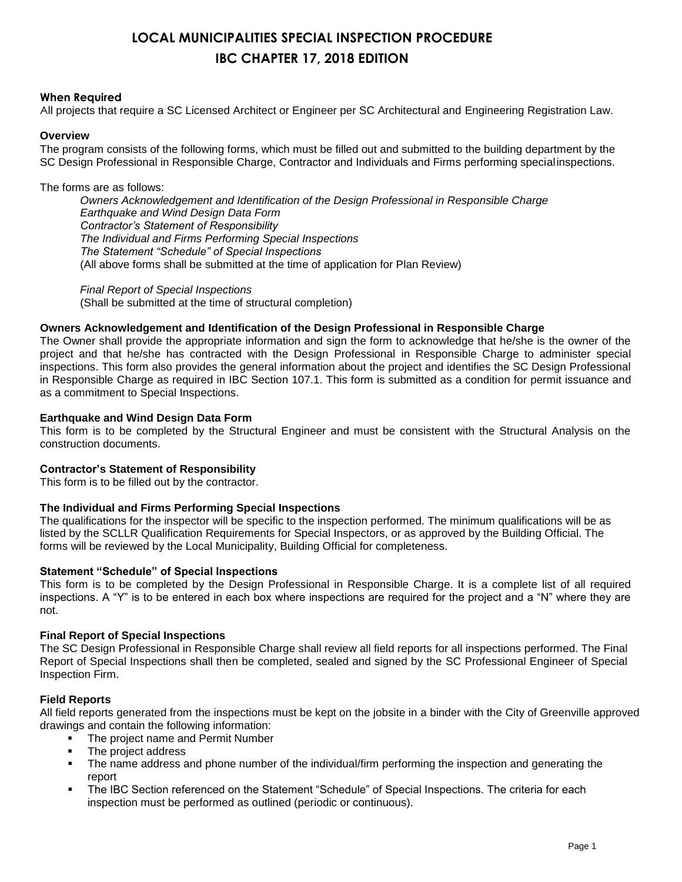# LOCAL MUNICIPALITIES SPECIAL INSPECTION PROCEDURE
# IBC CHAPTER 17, 2018 EDITION

**When Required**

All projects that require a SC Licensed Architect or Engineer per SC Architectural and Engineering Registration Law.

**Overview**

The program consists of the following forms, which must be filled out and submitted to the building department by the SC Design Professional in Responsible Charge, Contractor and Individuals and Firms performing special inspections.

The forms are as follows:

*Owners Acknowledgement and Identification of the Design Professional in Responsible Charge*
*Earthquake and Wind Design Data Form*
*Contractor's Statement of Responsibility*
*The Individual and Firms Performing Special Inspections*
*The Statement "Schedule" of Special Inspections*
(All above forms shall be submitted at the time of application for Plan Review)

*Final Report of Special Inspections*
(Shall be submitted at the time of structural completion)

**Owners Acknowledgement and Identification of the Design Professional in Responsible Charge**

The Owner shall provide the appropriate information and sign the form to acknowledge that he/she is the owner of the project and that he/she has contracted with the Design Professional in Responsible Charge to administer special inspections. This form also provides the general information about the project and identifies the SC Design Professional in Responsible Charge as required in IBC Section 107.1. This form is submitted as a condition for permit issuance and as a commitment to Special Inspections.

**Earthquake and Wind Design Data Form**

This form is to be completed by the Structural Engineer and must be consistent with the Structural Analysis on the construction documents.

**Contractor's Statement of Responsibility**

This form is to be filled out by the contractor.

**The Individual and Firms Performing Special Inspections**

The qualifications for the inspector will be specific to the inspection performed. The minimum qualifications will be as listed by the SCLLR Qualification Requirements for Special Inspectors, or as approved by the Building Official. The forms will be reviewed by the Local Municipality, Building Official for completeness.

**Statement "Schedule" of Special Inspections**

This form is to be completed by the Design Professional in Responsible Charge. It is a complete list of all required inspections. A "Y" is to be entered in each box where inspections are required for the project and a "N" where they are not.

**Final Report of Special Inspections**

The SC Design Professional in Responsible Charge shall review all field reports for all inspections performed. The Final Report of Special Inspections shall then be completed, sealed and signed by the SC Professional Engineer of Special Inspection Firm.

**Field Reports**

All field reports generated from the inspections must be kept on the jobsite in a binder with the City of Greenville approved drawings and contain the following information:

- The project name and Permit Number
- The project address
- The name address and phone number of the individual/firm performing the inspection and generating the report
- The IBC Section referenced on the Statement "Schedule" of Special Inspections. The criteria for each inspection must be performed as outlined (periodic or continuous).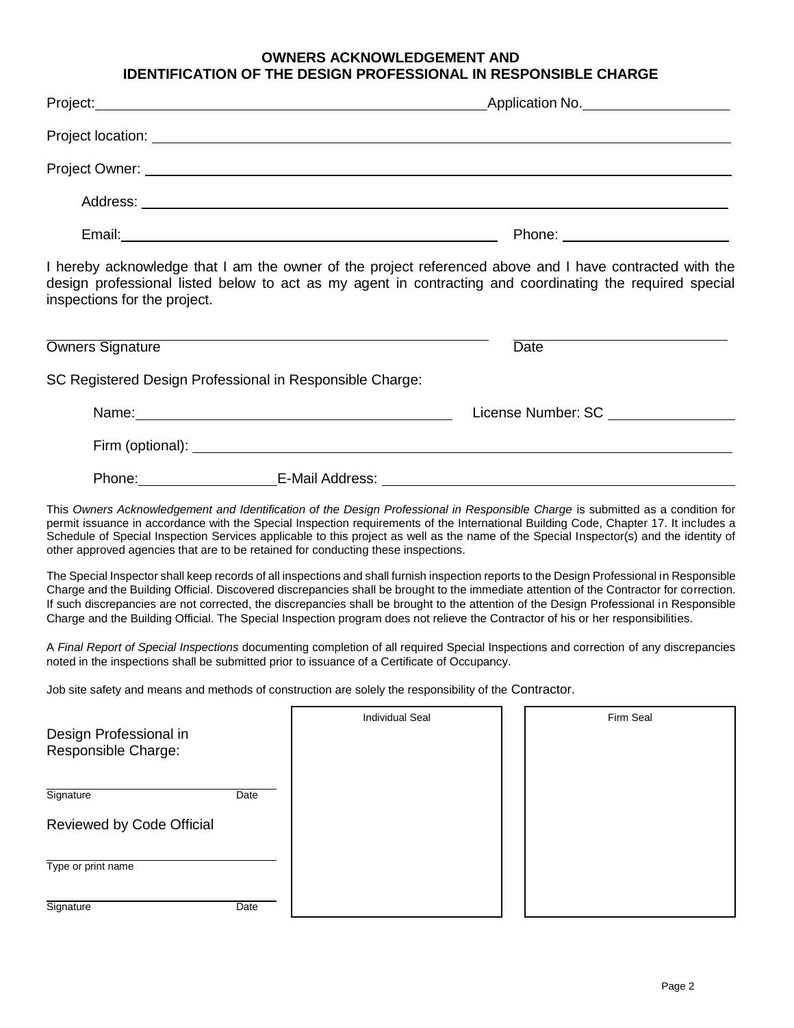## OWNERS ACKNOWLEDGEMENT AND IDENTIFICATION OF THE DESIGN PROFESSIONAL IN RESPONSIBLE CHARGE

Project: ______________________________ Application No. ______________

Project location: ______________________________

Project Owner: ______________________________

Address: ______________________________

Email: ______________________________ Phone: ______________

I hereby acknowledge that I am the owner of the project referenced above and I have contracted with the design professional listed below to act as my agent in contracting and coordinating the required special inspections for the project.

______________________________ ______________
Owners Signature Date

SC Registered Design Professional in Responsible Charge:

Name: ______________________________ License Number: SC ______________

Firm (optional): ______________________________

Phone: ______________ E-Mail Address: ______________________________

This *Owners Acknowledgement and Identification of the Design Professional in Responsible Charge* is submitted as a condition for permit issuance in accordance with the Special Inspection requirements of the International Building Code, Chapter 17. It includes a Schedule of Special Inspection Services applicable to this project as well as the name of the Special Inspector(s) and the identity of other approved agencies that are to be retained for conducting these inspections.

The Special Inspector shall keep records of all inspections and shall furnish inspection reports to the Design Professional in Responsible Charge and the Building Official. Discovered discrepancies shall be brought to the immediate attention of the Contractor for correction. If such discrepancies are not corrected, the discrepancies shall be brought to the attention of the Design Professional in Responsible Charge and the Building Official. The Special Inspection program does not relieve the Contractor of his or her responsibilities.

A *Final Report of Special Inspections* documenting completion of all required Special Inspections and correction of any discrepancies noted in the inspections shall be submitted prior to issuance of a Certificate of Occupancy.

Job site safety and means and methods of construction are solely the responsibility of the Contractor.

Design Professional in Responsible Charge:

______________________________
Signature Date

Reviewed by Code Official

______________________________
Type or print name

______________________________
Signature Date

| Individual Seal | Firm Seal |
| --- | --- |
| | |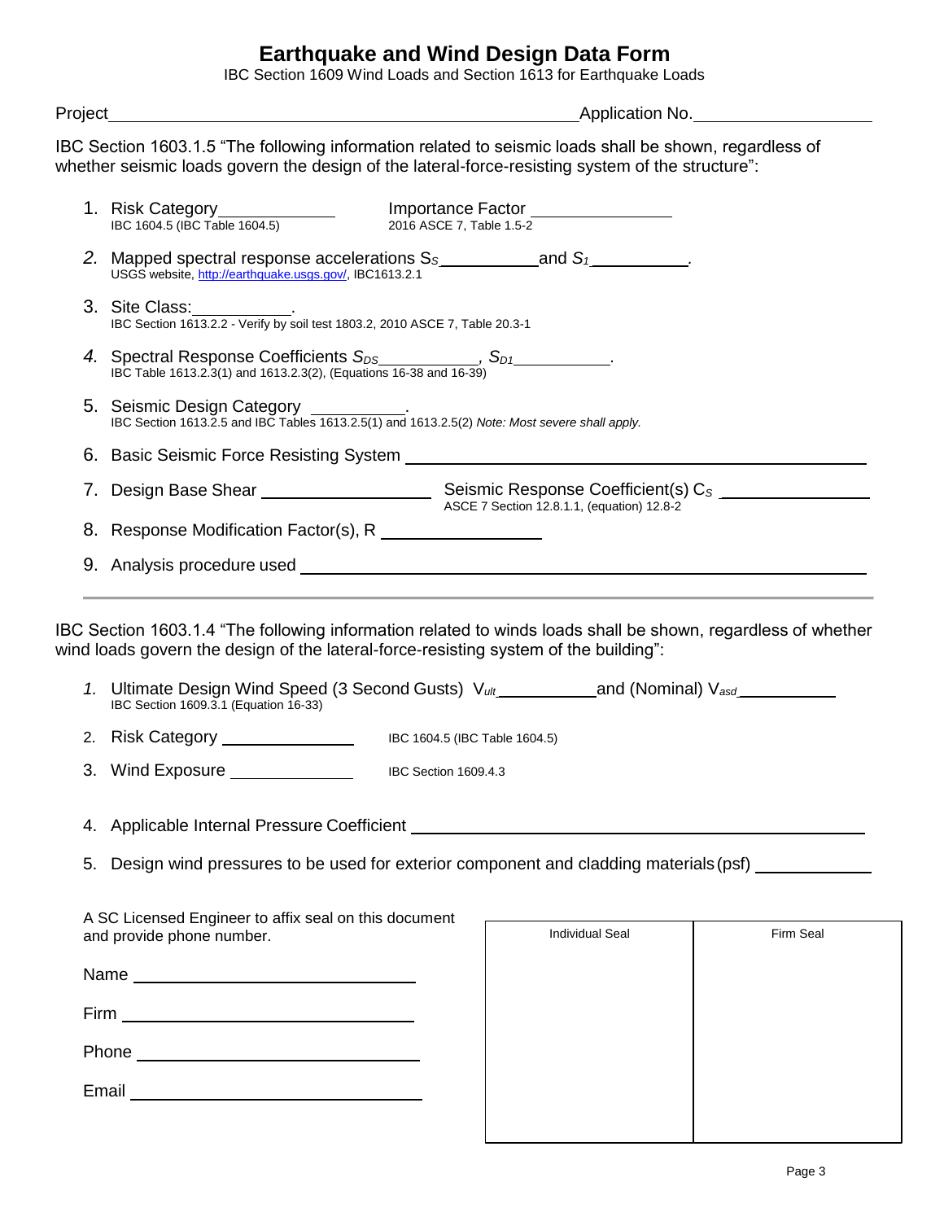# Earthquake and Wind Design Data Form

IBC Section 1609 Wind Loads and Section 1613 for Earthquake Loads

Project ______________________________ Application No. ____________________

IBC Section 1603.1.5 "The following information related to seismic loads shall be shown, regardless of whether seismic loads govern the design of the lateral-force-resisting system of the structure":

1. Risk Category ____________ Importance Factor ______________
   IBC 1604.5 (IBC Table 1604.5) — 2016 ASCE 7, Table 1.5-2
2. *Mapped spectral response accelerations* $S_S$ __________ and $S_1$ __________.
   USGS website, http://earthquake.usgs.gov/, IBC1613.2.1
3. Site Class: __________.
   IBC Section 1613.2.2 - Verify by soil test 1803.2, 2010 ASCE 7, Table 20.3-1
4. *Spectral Response Coefficients* $S_{DS}$ __________, $S_{D1}$ __________.
   IBC Table 1613.2.3(1) and 1613.2.3(2), (Equations 16-38 and 16-39)
5. Seismic Design Category __________.
   IBC Section 1613.2.5 and IBC Tables 1613.2.5(1) and 1613.2.5(2) *Note: Most severe shall apply.*
6. Basic Seismic Force Resisting System ______________________________
7. Design Base Shear ______________ Seismic Response Coefficient(s) $C_S$ ______________
   ASCE 7 Section 12.8.1.1, (equation) 12.8-2
8. Response Modification Factor(s), R ______________
9. Analysis procedure used ______________________________

---

IBC Section 1603.1.4 "The following information related to winds loads shall be shown, regardless of whether wind loads govern the design of the lateral-force-resisting system of the building":

1. Ultimate Design Wind Speed (3 Second Gusts) $V_{ult}$ __________ and (Nominal) $V_{asd}$ __________
   IBC Section 1609.3.1 (Equation 16-33)
2. Risk Category ______________ IBC 1604.5 (IBC Table 1604.5)
3. Wind Exposure ______________ IBC Section 1609.4.3
4. Applicable Internal Pressure Coefficient ______________________________
5. Design wind pressures to be used for exterior component and cladding materials (psf) __________

A SC Licensed Engineer to affix seal on this document and provide phone number.

Name ______________________________

Firm ______________________________

Phone ______________________________

Email ______________________________

| Individual Seal | Firm Seal |
|---|---|
| | |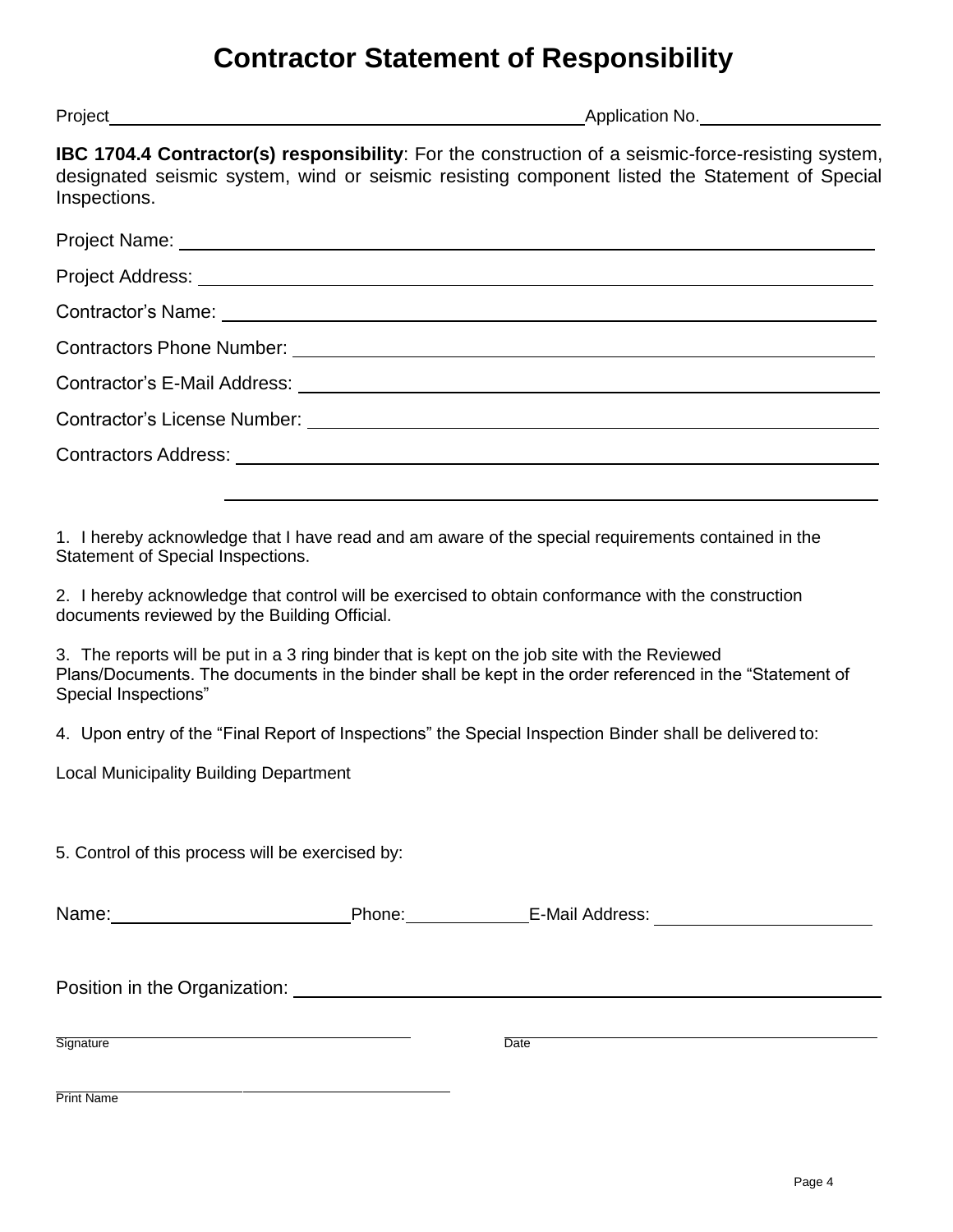# Contractor Statement of Responsibility

Project\_\_\_\_\_\_\_\_\_\_\_\_\_\_\_\_\_\_\_\_\_\_\_\_\_\_\_\_\_\_\_\_\_\_\_\_\_\_\_\_ Application No.\_\_\_\_\_\_\_\_\_\_\_\_\_\_\_\_

**IBC 1704.4 Contractor(s) responsibility**: For the construction of a seismic-force-resisting system, designated seismic system, wind or seismic resisting component listed the Statement of Special Inspections.

Project Name: \_\_\_\_\_\_\_\_\_\_\_\_\_\_\_\_\_\_\_\_\_\_\_\_\_\_\_\_\_\_\_\_\_\_\_\_\_\_\_\_

Project Address: \_\_\_\_\_\_\_\_\_\_\_\_\_\_\_\_\_\_\_\_\_\_\_\_\_\_\_\_\_\_\_\_\_\_\_\_\_\_\_\_

Contractor's Name: \_\_\_\_\_\_\_\_\_\_\_\_\_\_\_\_\_\_\_\_\_\_\_\_\_\_\_\_\_\_\_\_\_\_\_\_\_\_\_\_

Contractors Phone Number: \_\_\_\_\_\_\_\_\_\_\_\_\_\_\_\_\_\_\_\_\_\_\_\_\_\_\_\_\_\_\_\_\_\_\_\_\_\_\_\_

Contractor's E-Mail Address: \_\_\_\_\_\_\_\_\_\_\_\_\_\_\_\_\_\_\_\_\_\_\_\_\_\_\_\_\_\_\_\_\_\_\_\_\_\_\_\_

Contractor's License Number: \_\_\_\_\_\_\_\_\_\_\_\_\_\_\_\_\_\_\_\_\_\_\_\_\_\_\_\_\_\_\_\_\_\_\_\_\_\_\_\_

Contractors Address: \_\_\_\_\_\_\_\_\_\_\_\_\_\_\_\_\_\_\_\_\_\_\_\_\_\_\_\_\_\_\_\_\_\_\_\_\_\_\_\_

\_\_\_\_\_\_\_\_\_\_\_\_\_\_\_\_\_\_\_\_\_\_\_\_\_\_\_\_\_\_\_\_\_\_\_\_\_\_\_\_

1. I hereby acknowledge that I have read and am aware of the special requirements contained in the Statement of Special Inspections.

2. I hereby acknowledge that control will be exercised to obtain conformance with the construction documents reviewed by the Building Official.

3. The reports will be put in a 3 ring binder that is kept on the job site with the Reviewed Plans/Documents. The documents in the binder shall be kept in the order referenced in the "Statement of Special Inspections"

4. Upon entry of the "Final Report of Inspections" the Special Inspection Binder shall be delivered to:

Local Municipality Building Department

5. Control of this process will be exercised by:

Name:\_\_\_\_\_\_\_\_\_\_\_\_\_\_\_\_\_\_\_\_ Phone:\_\_\_\_\_\_\_\_\_\_\_\_ E-Mail Address: \_\_\_\_\_\_\_\_\_\_\_\_\_\_\_\_\_\_\_\_

Position in the Organization: \_\_\_\_\_\_\_\_\_\_\_\_\_\_\_\_\_\_\_\_\_\_\_\_\_\_\_\_\_\_\_\_\_\_\_\_\_\_\_\_

\_\_\_\_\_\_\_\_\_\_\_\_\_\_\_\_\_\_\_\_\_\_\_\_\_\_\_\_\_\_ \_\_\_\_\_\_\_\_\_\_\_\_\_\_\_\_\_\_\_\_\_\_\_\_\_\_\_\_\_\_
Signature Date

\_\_\_\_\_\_\_\_\_\_\_\_\_\_\_\_\_\_\_\_\_\_\_\_\_\_\_\_\_\_
Print Name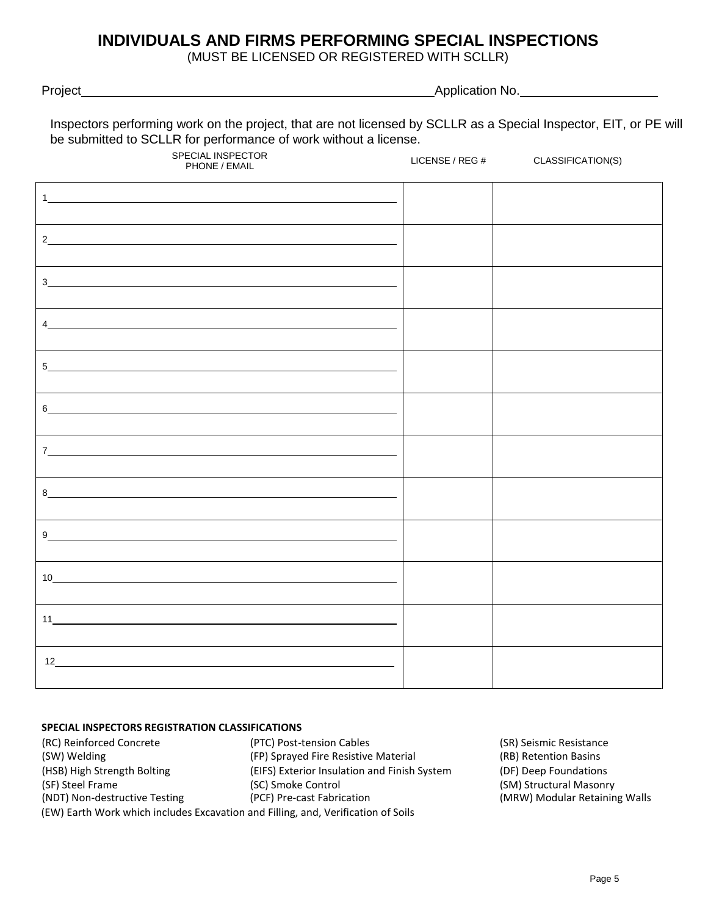# INDIVIDUALS AND FIRMS PERFORMING SPECIAL INSPECTIONS

(MUST BE LICENSED OR REGISTERED WITH SCLLR)

Project\_\_\_\_\_\_\_\_\_\_\_\_\_\_\_\_\_\_\_\_\_\_\_\_\_\_\_\_\_\_\_\_\_\_\_\_\_\_\_\_ Application No.\_\_\_\_\_\_\_\_\_\_\_\_\_\_\_\_\_\_

Inspectors performing work on the project, that are not licensed by SCLLR as a Special Inspector, EIT, or PE will be submitted to SCLLR for performance of work without a license.

| SPECIAL INSPECTOR PHONE / EMAIL | LICENSE / REG # | CLASSIFICATION(S) |
|---|---|---|
| 1 | | |
| 2 | | |
| 3 | | |
| 4 | | |
| 5 | | |
| 6 | | |
| 7 | | |
| 8 | | |
| 9 | | |
| 10 | | |
| 11 | | |
| 12 | | |

**SPECIAL INSPECTORS REGISTRATION CLASSIFICATIONS**

- (RC) Reinforced Concrete
- (SW) Welding
- (HSB) High Strength Bolting
- (SF) Steel Frame
- (NDT) Non-destructive Testing
- (PTC) Post-tension Cables
- (FP) Sprayed Fire Resistive Material
- (EIFS) Exterior Insulation and Finish System
- (SC) Smoke Control
- (PCF) Pre-cast Fabrication
- (SR) Seismic Resistance
- (RB) Retention Basins
- (DF) Deep Foundations
- (SM) Structural Masonry
- (MRW) Modular Retaining Walls
- (EW) Earth Work which includes Excavation and Filling, and, Verification of Soils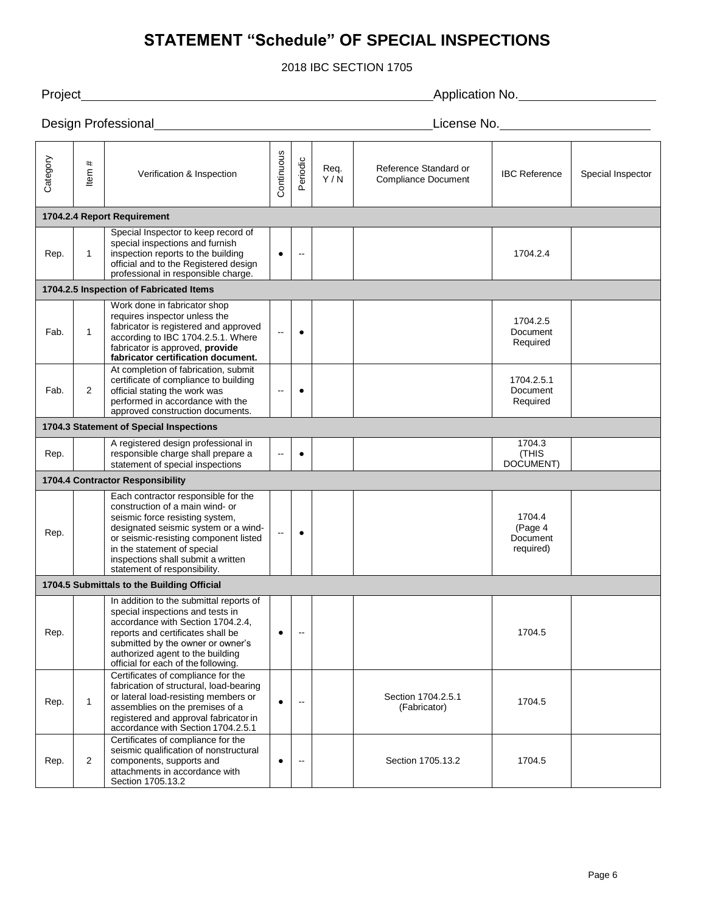# STATEMENT "Schedule" OF SPECIAL INSPECTIONS

2018 IBC SECTION 1705

Project\_\_\_\_\_\_\_\_\_\_\_\_\_\_\_\_\_\_\_\_\_\_\_\_\_\_\_\_\_\_\_\_\_\_\_\_\_\_\_\_ Application No.\_\_\_\_\_\_\_\_\_\_\_\_\_\_\_\_\_\_

Design Professional\_\_\_\_\_\_\_\_\_\_\_\_\_\_\_\_\_\_\_\_\_\_\_\_\_\_\_\_\_\_\_\_\_\_ License No.\_\_\_\_\_\_\_\_\_\_\_\_\_\_\_\_\_\_\_\_

| Category | Item # | Verification & Inspection | Continuous | Periodic | Req. Y / N | Reference Standard or Compliance Document | IBC Reference | Special Inspector |
|---|---|---|---|---|---|---|---|---|
| **1704.2.4 Report Requirement** | | | | | | | | |
| Rep. | 1 | Special Inspector to keep record of special inspections and furnish inspection reports to the building official and to the Registered design professional in responsible charge. | ● | -- | | | 1704.2.4 | |
| **1704.2.5 Inspection of Fabricated Items** | | | | | | | | |
| Fab. | 1 | Work done in fabricator shop requires inspector unless the fabricator is registered and approved according to IBC 1704.2.5.1. Where fabricator is approved, **provide fabricator certification document.** | -- | ● | | | 1704.2.5 Document Required | |
| Fab. | 2 | At completion of fabrication, submit certificate of compliance to building official stating the work was performed in accordance with the approved construction documents. | -- | ● | | | 1704.2.5.1 Document Required | |
| **1704.3 Statement of Special Inspections** | | | | | | | | |
| Rep. | | A registered design professional in responsible charge shall prepare a statement of special inspections | -- | ● | | | 1704.3 (THIS DOCUMENT) | |
| **1704.4 Contractor Responsibility** | | | | | | | | |
| Rep. | | Each contractor responsible for the construction of a main wind- or seismic force resisting system, designated seismic system or a wind- or seismic-resisting component listed in the statement of special inspections shall submit a written statement of responsibility. | -- | ● | | | 1704.4 (Page 4 Document required) | |
| **1704.5 Submittals to the Building Official** | | | | | | | | |
| Rep. | | In addition to the submittal reports of special inspections and tests in accordance with Section 1704.2.4, reports and certificates shall be submitted by the owner or owner's authorized agent to the building official for each of the following. | ● | -- | | | 1704.5 | |
| Rep. | 1 | Certificates of compliance for the fabrication of structural, load-bearing or lateral load-resisting members or assemblies on the premises of a registered and approval fabricator in accordance with Section 1704.2.5.1 | ● | -- | | Section 1704.2.5.1 (Fabricator) | 1704.5 | |
| Rep. | 2 | Certificates of compliance for the seismic qualification of nonstructural components, supports and attachments in accordance with Section 1705.13.2 | ● | -- | | Section 1705.13.2 | 1704.5 | |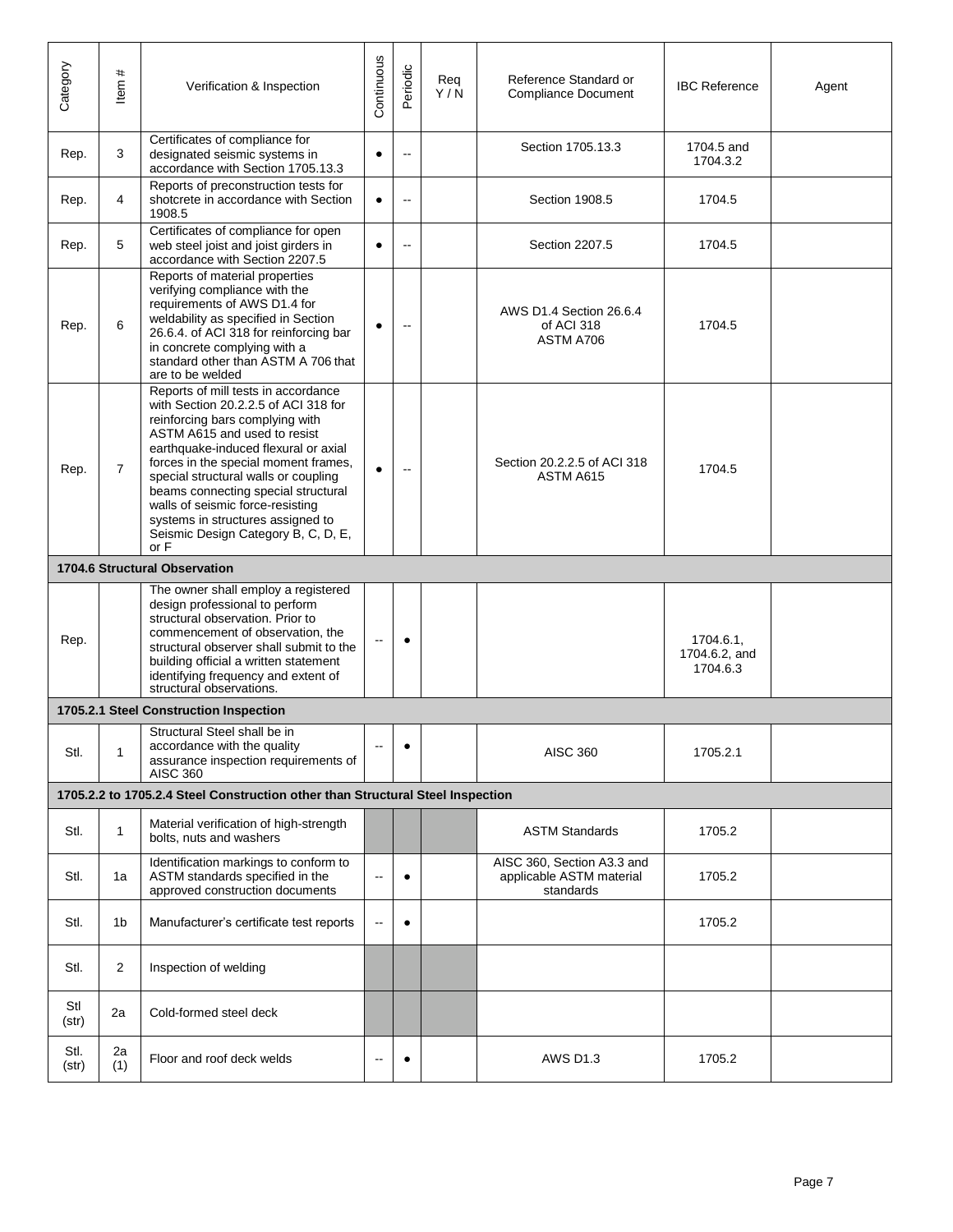| Category | Item # | Verification & Inspection | Continuous | Periodic | Req Y / N | Reference Standard or Compliance Document | IBC Reference | Agent |
|---|---|---|---|---|---|---|---|---|
| Rep. | 3 | Certificates of compliance for designated seismic systems in accordance with Section 1705.13.3 | ● | -- | | Section 1705.13.3 | 1704.5 and 1704.3.2 | |
| Rep. | 4 | Reports of preconstruction tests for shotcrete in accordance with Section 1908.5 | ● | -- | | Section 1908.5 | 1704.5 | |
| Rep. | 5 | Certificates of compliance for open web steel joist and joist girders in accordance with Section 2207.5 | ● | -- | | Section 2207.5 | 1704.5 | |
| Rep. | 6 | Reports of material properties verifying compliance with the requirements of AWS D1.4 for weldability as specified in Section 26.6.4. of ACI 318 for reinforcing bar in concrete complying with a standard other than ASTM A 706 that are to be welded | ● | -- | | AWS D1.4 Section 26.6.4 of ACI 318 ASTM A706 | 1704.5 | |
| Rep. | 7 | Reports of mill tests in accordance with Section 20.2.2.5 of ACI 318 for reinforcing bars complying with ASTM A615 and used to resist earthquake-induced flexural or axial forces in the special moment frames, special structural walls or coupling beams connecting special structural walls of seismic force-resisting systems in structures assigned to Seismic Design Category B, C, D, E, or F | ● | -- | | Section 20.2.2.5 of ACI 318 ASTM A615 | 1704.5 | |
| **1704.6 Structural Observation** | | | | | | | | |
| Rep. | | The owner shall employ a registered design professional to perform structural observation. Prior to commencement of observation, the structural observer shall submit to the building official a written statement identifying frequency and extent of structural observations. | -- | ● | | | 1704.6.1, 1704.6.2, and 1704.6.3 | |
| **1705.2.1 Steel Construction Inspection** | | | | | | | | |
| Stl. | 1 | Structural Steel shall be in accordance with the quality assurance inspection requirements of AISC 360 | -- | ● | | AISC 360 | 1705.2.1 | |
| **1705.2.2 to 1705.2.4 Steel Construction other than Structural Steel Inspection** | | | | | | | | |
| Stl. | 1 | Material verification of high-strength bolts, nuts and washers | | | | ASTM Standards | 1705.2 | |
| Stl. | 1a | Identification markings to conform to ASTM standards specified in the approved construction documents | -- | ● | | AISC 360, Section A3.3 and applicable ASTM material standards | 1705.2 | |
| Stl. | 1b | Manufacturer's certificate test reports | -- | ● | | | 1705.2 | |
| Stl. | 2 | Inspection of welding | | | | | | |
| Stl (str) | 2a | Cold-formed steel deck | | | | | | |
| Stl. (str) | 2a (1) | Floor and roof deck welds | -- | ● | | AWS D1.3 | 1705.2 | |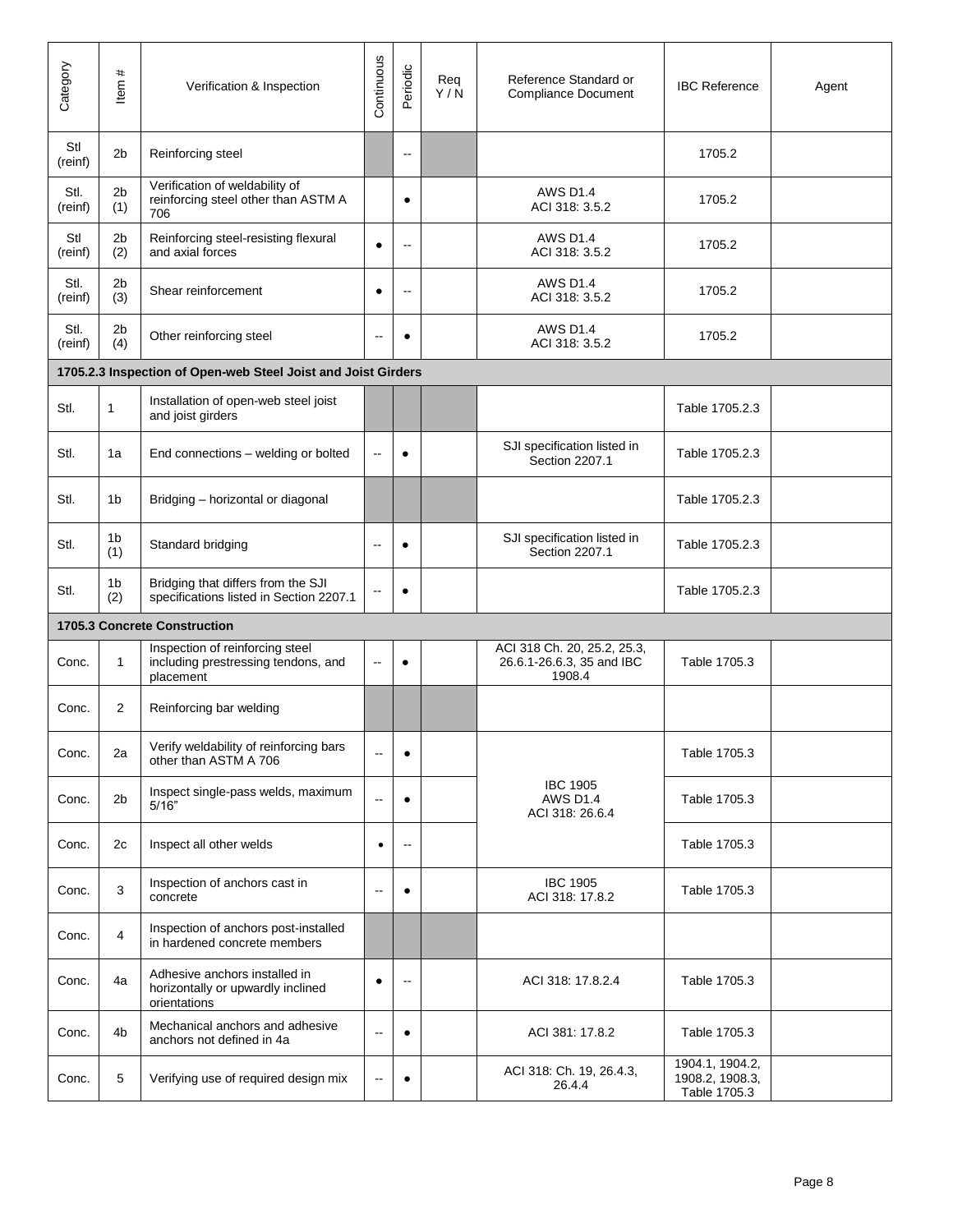| Category | Item # | Verification & Inspection | Continuous | Periodic | Req Y / N | Reference Standard or Compliance Document | IBC Reference | Agent |
|---|---|---|---|---|---|---|---|---|
| Stl (reinf) | 2b | Reinforcing steel | | -- | | | 1705.2 | |
| Stl. (reinf) | 2b (1) | Verification of weldability of reinforcing steel other than ASTM A 706 | | ● | | AWS D1.4 ACI 318: 3.5.2 | 1705.2 | |
| Stl (reinf) | 2b (2) | Reinforcing steel-resisting flexural and axial forces | ● | -- | | AWS D1.4 ACI 318: 3.5.2 | 1705.2 | |
| Stl. (reinf) | 2b (3) | Shear reinforcement | ● | -- | | AWS D1.4 ACI 318: 3.5.2 | 1705.2 | |
| Stl. (reinf) | 2b (4) | Other reinforcing steel | -- | ● | | AWS D1.4 ACI 318: 3.5.2 | 1705.2 | |
| **1705.2.3 Inspection of Open-web Steel Joist and Joist Girders** | | | | | | | | |
| Stl. | 1 | Installation of open-web steel joist and joist girders | | | | | Table 1705.2.3 | |
| Stl. | 1a | End connections – welding or bolted | -- | ● | | SJI specification listed in Section 2207.1 | Table 1705.2.3 | |
| Stl. | 1b | Bridging – horizontal or diagonal | | | | | Table 1705.2.3 | |
| Stl. | 1b (1) | Standard bridging | -- | ● | | SJI specification listed in Section 2207.1 | Table 1705.2.3 | |
| Stl. | 1b (2) | Bridging that differs from the SJI specifications listed in Section 2207.1 | -- | ● | | | Table 1705.2.3 | |
| **1705.3 Concrete Construction** | | | | | | | | |
| Conc. | 1 | Inspection of reinforcing steel including prestressing tendons, and placement | -- | ● | | ACI 318 Ch. 20, 25.2, 25.3, 26.6.1-26.6.3, 35 and IBC 1908.4 | Table 1705.3 | |
| Conc. | 2 | Reinforcing bar welding | | | | | | |
| Conc. | 2a | Verify weldability of reinforcing bars other than ASTM A 706 | -- | ● | | IBC 1905 AWS D1.4 ACI 318: 26.6.4 | Table 1705.3 | |
| Conc. | 2b | Inspect single-pass welds, maximum 5/16" | -- | ● | | | Table 1705.3 | |
| Conc. | 2c | Inspect all other welds | ● | -- | | | Table 1705.3 | |
| Conc. | 3 | Inspection of anchors cast in concrete | -- | ● | | IBC 1905 ACI 318: 17.8.2 | Table 1705.3 | |
| Conc. | 4 | Inspection of anchors post-installed in hardened concrete members | | | | | | |
| Conc. | 4a | Adhesive anchors installed in horizontally or upwardly inclined orientations | ● | -- | | ACI 318: 17.8.2.4 | Table 1705.3 | |
| Conc. | 4b | Mechanical anchors and adhesive anchors not defined in 4a | -- | ● | | ACI 381: 17.8.2 | Table 1705.3 | |
| Conc. | 5 | Verifying use of required design mix | -- | ● | | ACI 318: Ch. 19, 26.4.3, 26.4.4 | 1904.1, 1904.2, 1908.2, 1908.3, Table 1705.3 | |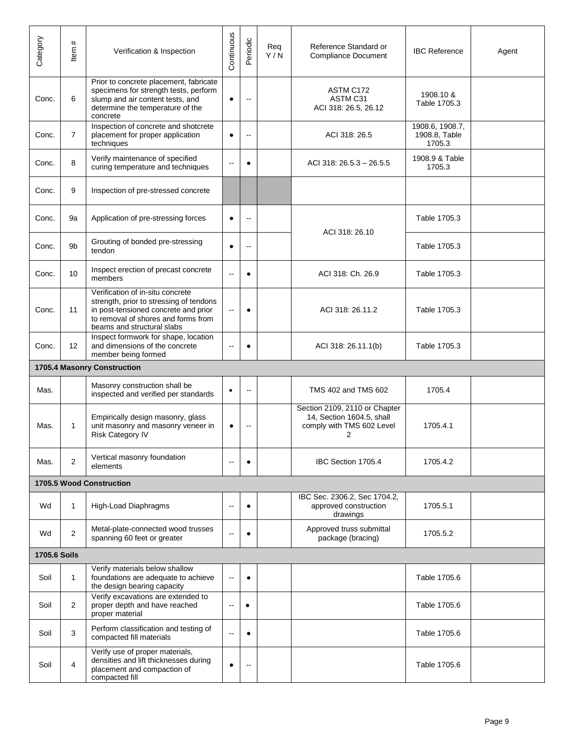| Category | Item # | Verification & Inspection | Continuous | Periodic | Req Y / N | Reference Standard or Compliance Document | IBC Reference | Agent |
|---|---|---|---|---|---|---|---|---|
| Conc. | 6 | Prior to concrete placement, fabricate specimens for strength tests, perform slump and air content tests, and determine the temperature of the concrete | ● | -- | | ASTM C172 ASTM C31 ACI 318: 26.5, 26.12 | 1908.10 & Table 1705.3 | |
| Conc. | 7 | Inspection of concrete and shotcrete placement for proper application techniques | ● | -- | | ACI 318: 26.5 | 1908.6, 1908.7, 1908.8, Table 1705.3 | |
| Conc. | 8 | Verify maintenance of specified curing temperature and techniques | -- | ● | | ACI 318: 26.5.3 – 26.5.5 | 1908.9 & Table 1705.3 | |
| Conc. | 9 | Inspection of pre-stressed concrete | | | | | | |
| Conc. | 9a | Application of pre-stressing forces | ● | -- | | ACI 318: 26.10 | Table 1705.3 | |
| Conc. | 9b | Grouting of bonded pre-stressing tendon | ● | -- | | | Table 1705.3 | |
| Conc. | 10 | Inspect erection of precast concrete members | -- | ● | | ACI 318: Ch. 26.9 | Table 1705.3 | |
| Conc. | 11 | Verification of in-situ concrete strength, prior to stressing of tendons in post-tensioned concrete and prior to removal of shores and forms from beams and structural slabs | -- | ● | | ACI 318: 26.11.2 | Table 1705.3 | |
| Conc. | 12 | Inspect formwork for shape, location and dimensions of the concrete member being formed | -- | ● | | ACI 318: 26.11.1(b) | Table 1705.3 | |
| **1705.4 Masonry Construction** | | | | | | | | |
| Mas. | | Masonry construction shall be inspected and verified per standards | ● | -- | | TMS 402 and TMS 602 | 1705.4 | |
| Mas. | 1 | Empirically design masonry, glass unit masonry and masonry veneer in Risk Category IV | ● | -- | | Section 2109, 2110 or Chapter 14, Section 1604.5, shall comply with TMS 602 Level 2 | 1705.4.1 | |
| Mas. | 2 | Vertical masonry foundation elements | -- | ● | | IBC Section 1705.4 | 1705.4.2 | |
| **1705.5 Wood Construction** | | | | | | | | |
| Wd | 1 | High-Load Diaphragms | -- | ● | | IBC Sec. 2306.2, Sec 1704.2, approved construction drawings | 1705.5.1 | |
| Wd | 2 | Metal-plate-connected wood trusses spanning 60 feet or greater | -- | ● | | Approved truss submittal package (bracing) | 1705.5.2 | |
| **1705.6 Soils** | | | | | | | | |
| Soil | 1 | Verify materials below shallow foundations are adequate to achieve the design bearing capacity | -- | ● | | | Table 1705.6 | |
| Soil | 2 | Verify excavations are extended to proper depth and have reached proper material | -- | ● | | | Table 1705.6 | |
| Soil | 3 | Perform classification and testing of compacted fill materials | -- | ● | | | Table 1705.6 | |
| Soil | 4 | Verify use of proper materials, densities and lift thicknesses during placement and compaction of compacted fill | ● | -- | | | Table 1705.6 | |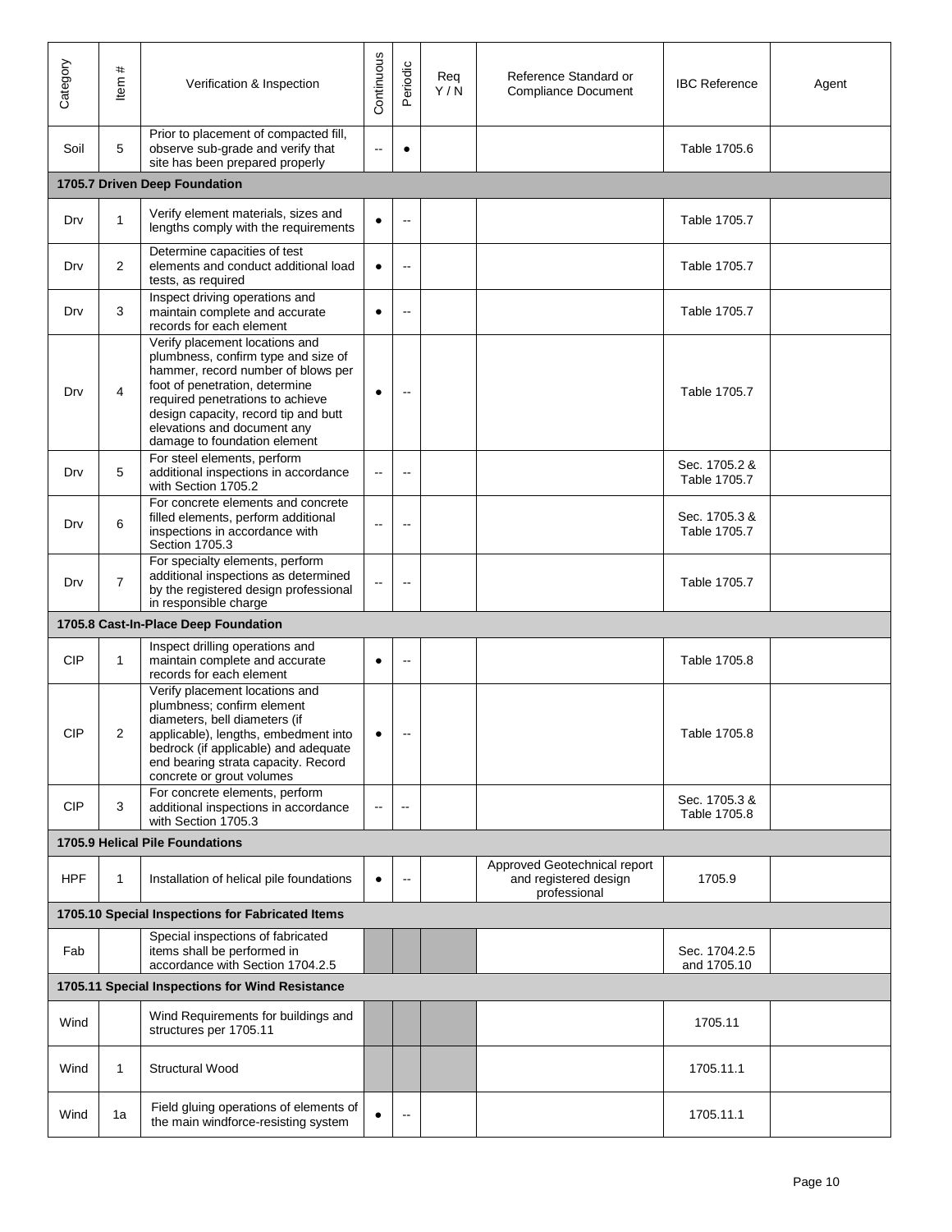| Category | Item # | Verification & Inspection | Continuous | Periodic | Req Y / N | Reference Standard or Compliance Document | IBC Reference | Agent |
|---|---|---|---|---|---|---|---|---|
| Soil | 5 | Prior to placement of compacted fill, observe sub-grade and verify that site has been prepared properly | -- | ● | | | Table 1705.6 | |
| **1705.7 Driven Deep Foundation** | | | | | | | | |
| Drv | 1 | Verify element materials, sizes and lengths comply with the requirements | ● | -- | | | Table 1705.7 | |
| Drv | 2 | Determine capacities of test elements and conduct additional load tests, as required | ● | -- | | | Table 1705.7 | |
| Drv | 3 | Inspect driving operations and maintain complete and accurate records for each element | ● | -- | | | Table 1705.7 | |
| Drv | 4 | Verify placement locations and plumbness, confirm type and size of hammer, record number of blows per foot of penetration, determine required penetrations to achieve design capacity, record tip and butt elevations and document any damage to foundation element | ● | -- | | | Table 1705.7 | |
| Drv | 5 | For steel elements, perform additional inspections in accordance with Section 1705.2 | -- | -- | | | Sec. 1705.2 & Table 1705.7 | |
| Drv | 6 | For concrete elements and concrete filled elements, perform additional inspections in accordance with Section 1705.3 | -- | -- | | | Sec. 1705.3 & Table 1705.7 | |
| Drv | 7 | For specialty elements, perform additional inspections as determined by the registered design professional in responsible charge | -- | -- | | | Table 1705.7 | |
| **1705.8 Cast-In-Place Deep Foundation** | | | | | | | | |
| CIP | 1 | Inspect drilling operations and maintain complete and accurate records for each element | ● | -- | | | Table 1705.8 | |
| CIP | 2 | Verify placement locations and plumbness; confirm element diameters, bell diameters (if applicable), lengths, embedment into bedrock (if applicable) and adequate end bearing strata capacity. Record concrete or grout volumes | ● | -- | | | Table 1705.8 | |
| CIP | 3 | For concrete elements, perform additional inspections in accordance with Section 1705.3 | -- | -- | | | Sec. 1705.3 & Table 1705.8 | |
| **1705.9 Helical Pile Foundations** | | | | | | | | |
| HPF | 1 | Installation of helical pile foundations | ● | -- | | Approved Geotechnical report and registered design professional | 1705.9 | |
| **1705.10 Special Inspections for Fabricated Items** | | | | | | | | |
| Fab | | Special inspections of fabricated items shall be performed in accordance with Section 1704.2.5 | | | | | Sec. 1704.2.5 and 1705.10 | |
| **1705.11 Special Inspections for Wind Resistance** | | | | | | | | |
| Wind | | Wind Requirements for buildings and structures per 1705.11 | | | | | 1705.11 | |
| Wind | 1 | Structural Wood | | | | | 1705.11.1 | |
| Wind | 1a | Field gluing operations of elements of the main windforce-resisting system | ● | -- | | | 1705.11.1 | |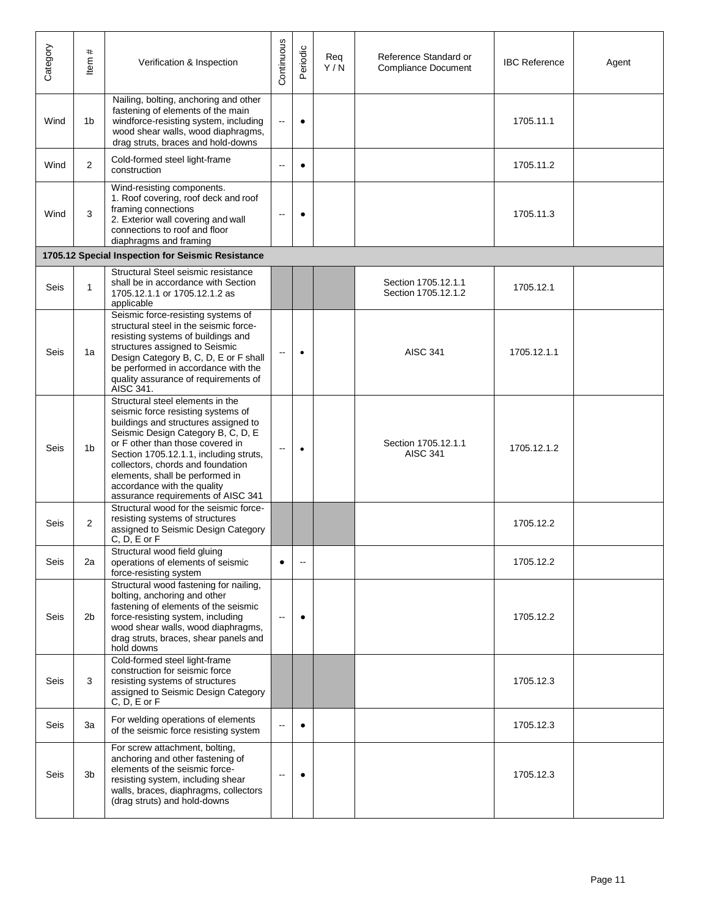| Category | Item # | Verification & Inspection | Continuous | Periodic | Req Y / N | Reference Standard or Compliance Document | IBC Reference | Agent |
|---|---|---|---|---|---|---|---|---|
| Wind | 1b | Nailing, bolting, anchoring and other fastening of elements of the main windforce-resisting system, including wood shear walls, wood diaphragms, drag struts, braces and hold-downs | -- | ● | | | 1705.11.1 | |
| Wind | 2 | Cold-formed steel light-frame construction | -- | ● | | | 1705.11.2 | |
| Wind | 3 | Wind-resisting components. 1. Roof covering, roof deck and roof framing connections 2. Exterior wall covering and wall connections to roof and floor diaphragms and framing | -- | ● | | | 1705.11.3 | |
| **1705.12 Special Inspection for Seismic Resistance** | | | | | | | | |
| Seis | 1 | Structural Steel seismic resistance shall be in accordance with Section 1705.12.1.1 or 1705.12.1.2 as applicable | | | | Section 1705.12.1.1 Section 1705.12.1.2 | 1705.12.1 | |
| Seis | 1a | Seismic force-resisting systems of structural steel in the seismic force-resisting systems of buildings and structures assigned to Seismic Design Category B, C, D, E or F shall be performed in accordance with the quality assurance of requirements of AISC 341. | -- | • | | AISC 341 | 1705.12.1.1 | |
| Seis | 1b | Structural steel elements in the seismic force resisting systems of buildings and structures assigned to Seismic Design Category B, C, D, E or F other than those covered in Section 1705.12.1.1, including struts, collectors, chords and foundation elements, shall be performed in accordance with the quality assurance requirements of AISC 341 | -- | • | | Section 1705.12.1.1 AISC 341 | 1705.12.1.2 | |
| Seis | 2 | Structural wood for the seismic force-resisting systems of structures assigned to Seismic Design Category C, D, E or F | | | | | 1705.12.2 | |
| Seis | 2a | Structural wood field gluing operations of elements of seismic force-resisting system | ● | -- | | | 1705.12.2 | |
| Seis | 2b | Structural wood fastening for nailing, bolting, anchoring and other fastening of elements of the seismic force-resisting system, including wood shear walls, wood diaphragms, drag struts, braces, shear panels and hold downs | -- | ● | | | 1705.12.2 | |
| Seis | 3 | Cold-formed steel light-frame construction for seismic force resisting systems of structures assigned to Seismic Design Category C, D, E or F | | | | | 1705.12.3 | |
| Seis | 3a | For welding operations of elements of the seismic force resisting system | -- | ● | | | 1705.12.3 | |
| Seis | 3b | For screw attachment, bolting, anchoring and other fastening of elements of the seismic force-resisting system, including shear walls, braces, diaphragms, collectors (drag struts) and hold-downs | -- | ● | | | 1705.12.3 | |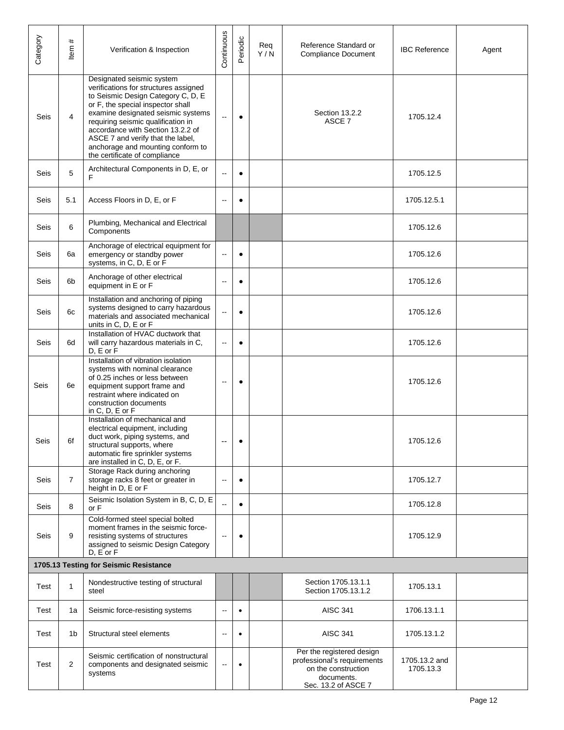| Category | Item # | Verification & Inspection | Continuous | Periodic | Req Y / N | Reference Standard or Compliance Document | IBC Reference | Agent |
|---|---|---|---|---|---|---|---|---|
| Seis | 4 | Designated seismic system verifications for structures assigned to Seismic Design Category C, D, E or F, the special inspector shall examine designated seismic systems requiring seismic qualification in accordance with Section 13.2.2 of ASCE 7 and verify that the label, anchorage and mounting conform to the certificate of compliance | -- | ● | | Section 13.2.2 ASCE 7 | 1705.12.4 | |
| Seis | 5 | Architectural Components in D, E, or F | -- | ● | | | 1705.12.5 | |
| Seis | 5.1 | Access Floors in D, E, or F | -- | ● | | | 1705.12.5.1 | |
| Seis | 6 | Plumbing, Mechanical and Electrical Components | | | | | 1705.12.6 | |
| Seis | 6a | Anchorage of electrical equipment for emergency or standby power systems, in C, D, E or F | -- | ● | | | 1705.12.6 | |
| Seis | 6b | Anchorage of other electrical equipment in E or F | -- | ● | | | 1705.12.6 | |
| Seis | 6c | Installation and anchoring of piping systems designed to carry hazardous materials and associated mechanical units in C, D, E or F | -- | ● | | | 1705.12.6 | |
| Seis | 6d | Installation of HVAC ductwork that will carry hazardous materials in C, D, E or F | -- | ● | | | 1705.12.6 | |
| Seis | 6e | Installation of vibration isolation systems with nominal clearance of 0.25 inches or less between equipment support frame and restraint where indicated on construction documents in C, D, E or F | -- | ● | | | 1705.12.6 | |
| Seis | 6f | Installation of mechanical and electrical equipment, including duct work, piping systems, and structural supports, where automatic fire sprinkler systems are installed in C, D, E, or F. | -- | ● | | | 1705.12.6 | |
| Seis | 7 | Storage Rack during anchoring storage racks 8 feet or greater in height in D, E or F | -- | ● | | | 1705.12.7 | |
| Seis | 8 | Seismic Isolation System in B, C, D, E or F | -- | ● | | | 1705.12.8 | |
| Seis | 9 | Cold-formed steel special bolted moment frames in the seismic force-resisting systems of structures assigned to seismic Design Category D, E or F | -- | ● | | | 1705.12.9 | |
| **1705.13 Testing for Seismic Resistance** | | | | | | | | |
| Test | 1 | Nondestructive testing of structural steel | | | | Section 1705.13.1.1 Section 1705.13.1.2 | 1705.13.1 | |
| Test | 1a | Seismic force-resisting systems | -- | • | | AISC 341 | 1706.13.1.1 | |
| Test | 1b | Structural steel elements | -- | • | | AISC 341 | 1705.13.1.2 | |
| Test | 2 | Seismic certification of nonstructural components and designated seismic systems | -- | • | | Per the registered design professional's requirements on the construction documents. Sec. 13.2 of ASCE 7 | 1705.13.2 and 1705.13.3 | |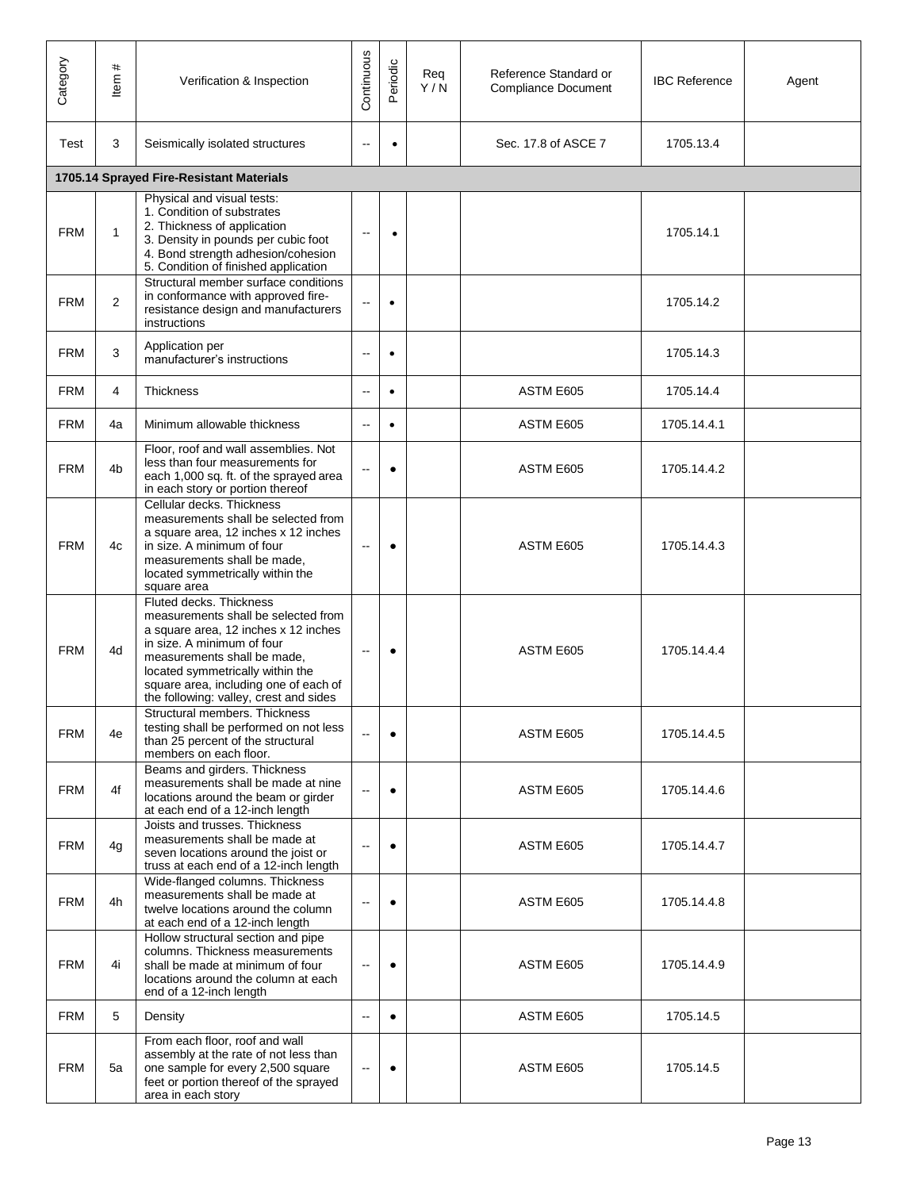| Category | Item # | Verification & Inspection | Continuous | Periodic | Req Y / N | Reference Standard or Compliance Document | IBC Reference | Agent |
|---|---|---|---|---|---|---|---|---|
| Test | 3 | Seismically isolated structures | -- | • | | Sec. 17.8 of ASCE 7 | 1705.13.4 | |
| **1705.14 Sprayed Fire-Resistant Materials** | | | | | | | | |
| FRM | 1 | Physical and visual tests: 1. Condition of substrates 2. Thickness of application 3. Density in pounds per cubic foot 4. Bond strength adhesion/cohesion 5. Condition of finished application | -- | • | | | 1705.14.1 | |
| FRM | 2 | Structural member surface conditions in conformance with approved fire-resistance design and manufacturers instructions | -- | • | | | 1705.14.2 | |
| FRM | 3 | Application per manufacturer's instructions | -- | • | | | 1705.14.3 | |
| FRM | 4 | Thickness | -- | • | | ASTM E605 | 1705.14.4 | |
| FRM | 4a | Minimum allowable thickness | -- | • | | ASTM E605 | 1705.14.4.1 | |
| FRM | 4b | Floor, roof and wall assemblies. Not less than four measurements for each 1,000 sq. ft. of the sprayed area in each story or portion thereof | -- | • | | ASTM E605 | 1705.14.4.2 | |
| FRM | 4c | Cellular decks. Thickness measurements shall be selected from a square area, 12 inches x 12 inches in size. A minimum of four measurements shall be made, located symmetrically within the square area | -- | • | | ASTM E605 | 1705.14.4.3 | |
| FRM | 4d | Fluted decks. Thickness measurements shall be selected from a square area, 12 inches x 12 inches in size. A minimum of four measurements shall be made, located symmetrically within the square area, including one of each of the following: valley, crest and sides | -- | • | | ASTM E605 | 1705.14.4.4 | |
| FRM | 4e | Structural members. Thickness testing shall be performed on not less than 25 percent of the structural members on each floor. | -- | • | | ASTM E605 | 1705.14.4.5 | |
| FRM | 4f | Beams and girders. Thickness measurements shall be made at nine locations around the beam or girder at each end of a 12-inch length | -- | • | | ASTM E605 | 1705.14.4.6 | |
| FRM | 4g | Joists and trusses. Thickness measurements shall be made at seven locations around the joist or truss at each end of a 12-inch length | -- | • | | ASTM E605 | 1705.14.4.7 | |
| FRM | 4h | Wide-flanged columns. Thickness measurements shall be made at twelve locations around the column at each end of a 12-inch length | -- | • | | ASTM E605 | 1705.14.4.8 | |
| FRM | 4i | Hollow structural section and pipe columns. Thickness measurements shall be made at minimum of four locations around the column at each end of a 12-inch length | -- | • | | ASTM E605 | 1705.14.4.9 | |
| FRM | 5 | Density | -- | • | | ASTM E605 | 1705.14.5 | |
| FRM | 5a | From each floor, roof and wall assembly at the rate of not less than one sample for every 2,500 square feet or portion thereof of the sprayed area in each story | -- | • | | ASTM E605 | 1705.14.5 | |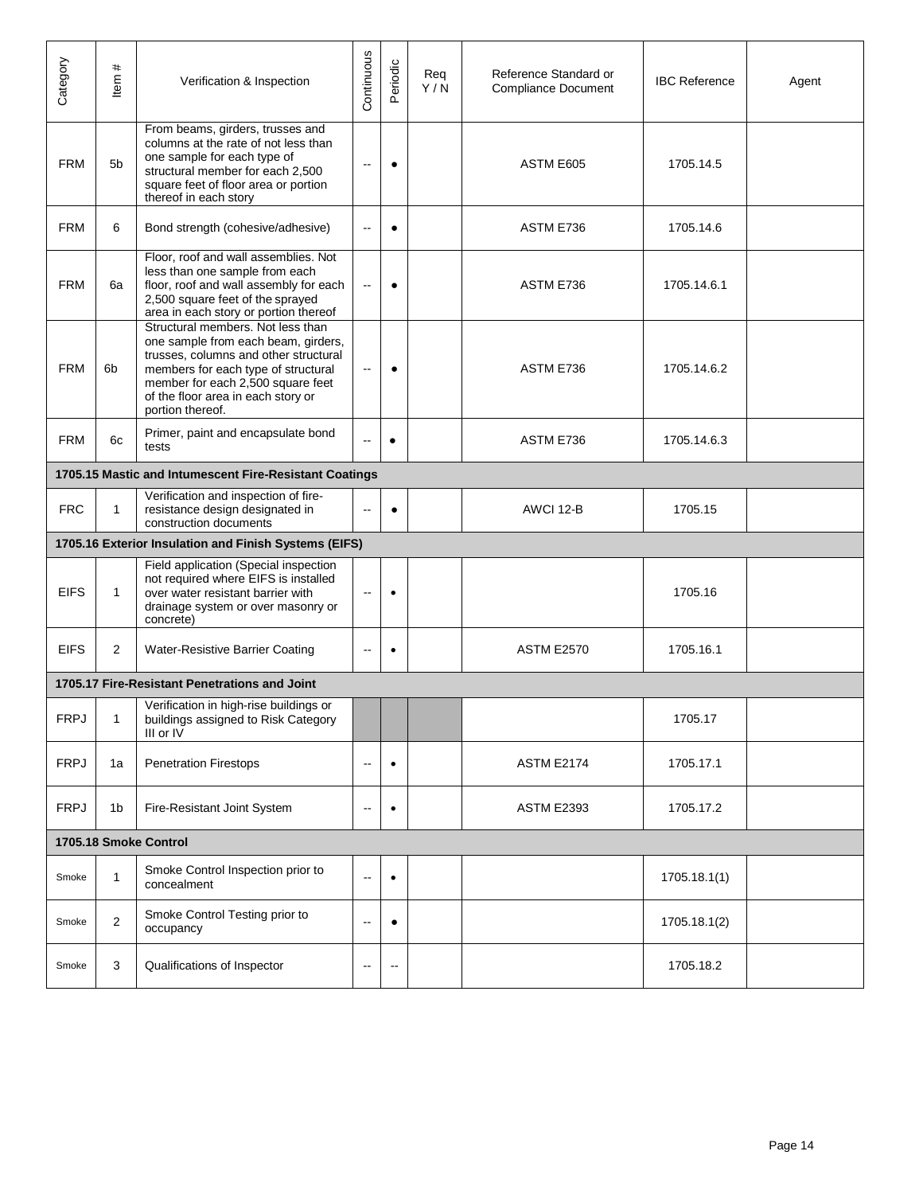| Category | Item # | Verification & Inspection | Continuous | Periodic | Req Y / N | Reference Standard or Compliance Document | IBC Reference | Agent |
|---|---|---|---|---|---|---|---|---|
| FRM | 5b | From beams, girders, trusses and columns at the rate of not less than one sample for each type of structural member for each 2,500 square feet of floor area or portion thereof in each story | -- | ● | | ASTM E605 | 1705.14.5 | |
| FRM | 6 | Bond strength (cohesive/adhesive) | -- | ● | | ASTM E736 | 1705.14.6 | |
| FRM | 6a | Floor, roof and wall assemblies. Not less than one sample from each floor, roof and wall assembly for each 2,500 square feet of the sprayed area in each story or portion thereof | -- | ● | | ASTM E736 | 1705.14.6.1 | |
| FRM | 6b | Structural members. Not less than one sample from each beam, girders, trusses, columns and other structural members for each type of structural member for each 2,500 square feet of the floor area in each story or portion thereof. | -- | ● | | ASTM E736 | 1705.14.6.2 | |
| FRM | 6c | Primer, paint and encapsulate bond tests | -- | ● | | ASTM E736 | 1705.14.6.3 | |
| **1705.15 Mastic and Intumescent Fire-Resistant Coatings** | | | | | | | | |
| FRC | 1 | Verification and inspection of fire-resistance design designated in construction documents | -- | ● | | AWCI 12-B | 1705.15 | |
| **1705.16 Exterior Insulation and Finish Systems (EIFS)** | | | | | | | | |
| EIFS | 1 | Field application (Special inspection not required where EIFS is installed over water resistant barrier with drainage system or over masonry or concrete) | -- | ● | | | 1705.16 | |
| EIFS | 2 | Water-Resistive Barrier Coating | -- | ● | | ASTM E2570 | 1705.16.1 | |
| **1705.17 Fire-Resistant Penetrations and Joint** | | | | | | | | |
| FRPJ | 1 | Verification in high-rise buildings or buildings assigned to Risk Category III or IV | | | | | 1705.17 | |
| FRPJ | 1a | Penetration Firestops | -- | ● | | ASTM E2174 | 1705.17.1 | |
| FRPJ | 1b | Fire-Resistant Joint System | -- | ● | | ASTM E2393 | 1705.17.2 | |
| **1705.18 Smoke Control** | | | | | | | | |
| Smoke | 1 | Smoke Control Inspection prior to concealment | -- | ● | | | 1705.18.1(1) | |
| Smoke | 2 | Smoke Control Testing prior to occupancy | -- | ● | | | 1705.18.1(2) | |
| Smoke | 3 | Qualifications of Inspector | -- | -- | | | 1705.18.2 | |